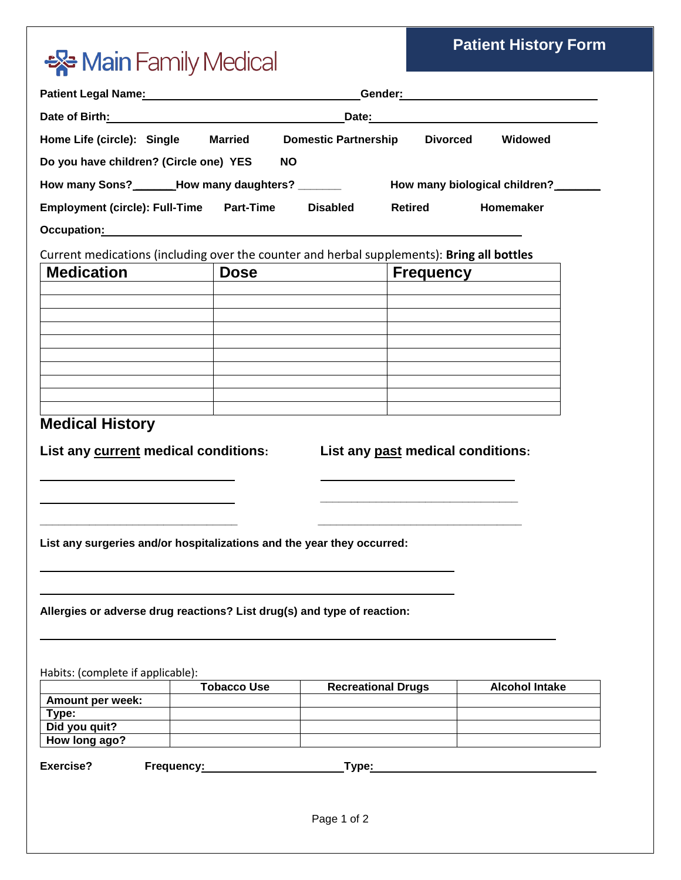Main Family Medical

# Patient History Form

**Patient Legal Name:**\_\_\_\_\_\_\_\_\_\_\_\_\_\_\_\_\_\_\_\_\_\_\_\_\_\_\_\_\_\_\_\_\_\_ **Gender:**\_\_\_\_\_\_\_\_\_\_\_\_\_\_\_\_\_\_\_\_\_\_\_\_\_\_\_\_\_\_

**Date of Birth:**\_\_\_\_\_\_\_\_\_\_\_\_\_\_\_\_\_\_\_\_\_\_\_\_\_\_\_\_\_\_\_\_\_\_\_\_\_\_ **Date:**\_\_\_\_\_\_\_\_\_\_\_\_\_\_\_\_\_\_\_\_\_\_\_\_\_\_\_\_\_\_\_\_\_\_\_

**Home Life (circle): Single Married Domestic Partnership Divorced Widowed**

**Do you have children? (Circle one) YES NO**

**How many Sons?**\_\_\_\_\_\_\_ **How many daughters?** \_\_\_\_\_\_\_ **How many biological children?**\_\_\_\_\_\_\_\_

**Employment (circle): Full-Time Part-Time Disabled Retired Homemaker**

**Occupation:**\_\_\_\_\_\_\_\_\_\_\_\_\_\_\_\_\_\_\_\_\_\_\_\_\_\_\_\_\_\_\_\_\_\_\_\_\_\_\_\_\_\_\_\_\_\_\_\_\_\_\_\_\_\_\_\_\_\_\_\_\_\_\_\_\_\_\_\_\_\_\_\_\_\_

Current medications (including over the counter and herbal supplements): **Bring all bottles**

| Medication | Dose | Frequency |
|---|---|---|
| | | |
| | | |
| | | |
| | | |
| | | |
| | | |
| | | |
| | | |
| | | |
| | | |

## Medical History

**List any current medical conditions:**

\_\_\_\_\_\_\_\_\_\_\_\_\_\_\_\_\_\_\_\_\_\_\_\_\_\_\_\_\_\_\_\_\_\_

\_\_\_\_\_\_\_\_\_\_\_\_\_\_\_\_\_\_\_\_\_\_\_\_\_\_\_\_\_\_\_\_\_\_

\_\_\_\_\_\_\_\_\_\_\_\_\_\_\_\_\_\_\_\_\_\_\_\_\_\_\_\_\_\_\_\_\_\_

**List any past medical conditions:**

\_\_\_\_\_\_\_\_\_\_\_\_\_\_\_\_\_\_\_\_\_\_\_\_\_\_\_\_\_\_\_\_\_\_

\_\_\_\_\_\_\_\_\_\_\_\_\_\_\_\_\_\_\_\_\_\_\_\_\_\_\_\_\_\_\_\_\_\_

\_\_\_\_\_\_\_\_\_\_\_\_\_\_\_\_\_\_\_\_\_\_\_\_\_\_\_\_\_\_\_\_\_\_

**List any surgeries and/or hospitalizations and the year they occurred:**

\_\_\_\_\_\_\_\_\_\_\_\_\_\_\_\_\_\_\_\_\_\_\_\_\_\_\_\_\_\_\_\_\_\_\_\_\_\_\_\_\_\_\_\_\_\_\_\_\_\_\_\_\_\_\_\_\_\_\_\_\_\_\_\_\_\_\_\_

\_\_\_\_\_\_\_\_\_\_\_\_\_\_\_\_\_\_\_\_\_\_\_\_\_\_\_\_\_\_\_\_\_\_\_\_\_\_\_\_\_\_\_\_\_\_\_\_\_\_\_\_\_\_\_\_\_\_\_\_\_\_\_\_\_\_\_\_

**Allergies or adverse drug reactions? List drug(s) and type of reaction:**

\_\_\_\_\_\_\_\_\_\_\_\_\_\_\_\_\_\_\_\_\_\_\_\_\_\_\_\_\_\_\_\_\_\_\_\_\_\_\_\_\_\_\_\_\_\_\_\_\_\_\_\_\_\_\_\_\_\_\_\_\_\_\_\_\_\_\_\_\_\_\_\_\_\_\_\_\_\_\_\_\_\_\_\_

Habits: (complete if applicable):

| | Tobacco Use | Recreational Drugs | Alcohol Intake |
|---|---|---|---|
| **Amount per week:** | | | |
| **Type:** | | | |
| **Did you quit?** | | | |
| **How long ago?** | | | |

**Exercise?** **Frequency:**\_\_\_\_\_\_\_\_\_\_\_\_\_\_\_\_\_\_\_\_\_\_\_\_ **Type:**\_\_\_\_\_\_\_\_\_\_\_\_\_\_\_\_\_\_\_\_\_\_\_\_\_\_\_\_\_\_\_\_\_\_\_\_\_\_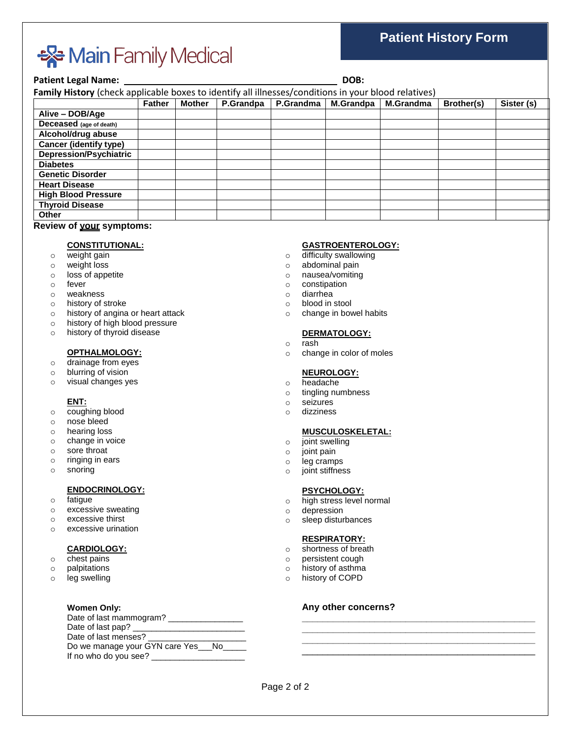Main Family Medical

# Patient History Form

**Patient Legal Name:** ____________________________________________ **DOB:**

**Family History** (check applicable boxes to identify all illnesses/conditions in your blood relatives)

| | Father | Mother | P.Grandpa | P.Grandma | M.Grandpa | M.Grandma | Brother(s) | Sister (s) |
|---|---|---|---|---|---|---|---|---|
| **Alive – DOB/Age** | | | | | | | | |
| **Deceased** (age of death) | | | | | | | | |
| **Alcohol/drug abuse** | | | | | | | | |
| **Cancer (identify type)** | | | | | | | | |
| **Depression/Psychiatric** | | | | | | | | |
| **Diabetes** | | | | | | | | |
| **Genetic Disorder** | | | | | | | | |
| **Heart Disease** | | | | | | | | |
| **High Blood Pressure** | | | | | | | | |
| **Thyroid Disease** | | | | | | | | |
| **Other** | | | | | | | | |

**Review of your symptoms:**

**CONSTITUTIONAL:**
- weight gain
- weight loss
- loss of appetite
- fever
- weakness
- history of stroke
- history of angina or heart attack
- history of high blood pressure
- history of thyroid disease

**OPTHALMOLOGY:**
- drainage from eyes
- blurring of vision
- visual changes yes

**ENT:**
- coughing blood
- nose bleed
- hearing loss
- change in voice
- sore throat
- ringing in ears
- snoring

**ENDOCRINOLOGY:**
- fatigue
- excessive sweating
- excessive thirst
- excessive urination

**CARDIOLOGY:**
- chest pains
- palpitations
- leg swelling

**GASTROENTEROLOGY:**
- difficulty swallowing
- abdominal pain
- nausea/vomiting
- constipation
- diarrhea
- blood in stool
- change in bowel habits

**DERMATOLOGY:**
- rash
- change in color of moles

**NEUROLOGY:**
- headache
- tingling numbness
- seizures
- dizziness

**MUSCULOSKELETAL:**
- joint swelling
- joint pain
- leg cramps
- joint stiffness

**PSYCHOLOGY:**
- high stress level normal
- depression
- sleep disturbances

**RESPIRATORY:**
- shortness of breath
- persistent cough
- history of asthma
- history of COPD

**Women Only:**

Date of last mammogram? _______________

Date of last pap? _______________________

Date of last menses? ____________________

Do we manage your GYN care Yes___No_____

If no who do you see? ___________________

**Any other concerns?**

_______________________________________________

_______________________________________________

_______________________________________________

_______________________________________________